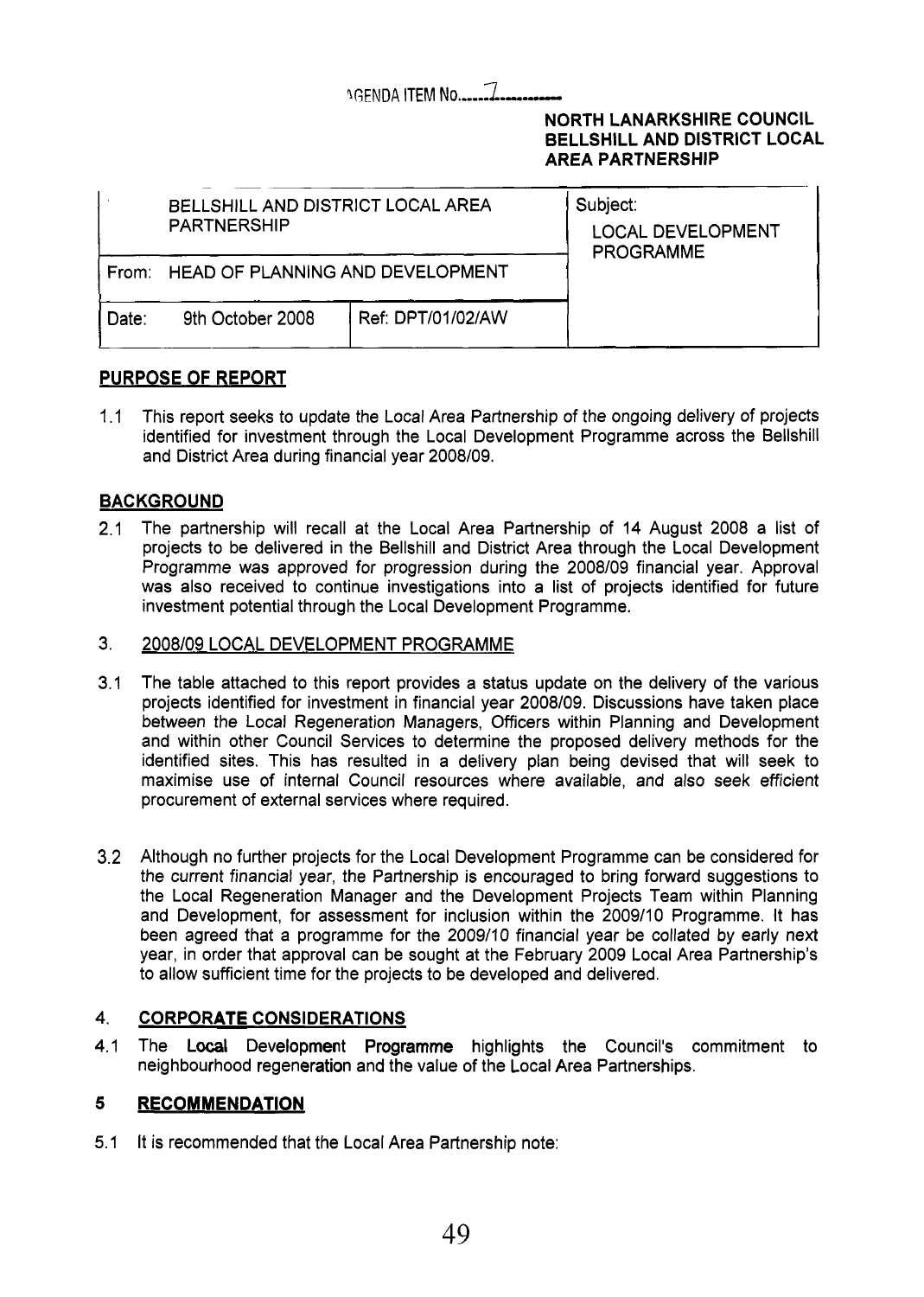AGENDA ITEM No. 7

**NORTH LANARKSHIRE COUNCIL**
**BELLSHILL AND DISTRICT LOCAL AREA PARTNERSHIP**

| BELLSHILL AND DISTRICT LOCAL AREA PARTNERSHIP | | Subject: LOCAL DEVELOPMENT PROGRAMME |
| --- | --- | --- |
| From: HEAD OF PLANNING AND DEVELOPMENT | | |
| Date: 9th October 2008 | Ref: DPT/01/02/AW | |

## PURPOSE OF REPORT

1.1 This report seeks to update the Local Area Partnership of the ongoing delivery of projects identified for investment through the Local Development Programme across the Bellshill and District Area during financial year 2008/09.

## BACKGROUND

2.1 The partnership will recall at the Local Area Partnership of 14 August 2008 a list of projects to be delivered in the Bellshill and District Area through the Local Development Programme was approved for progression during the 2008/09 financial year. Approval was also received to continue investigations into a list of projects identified for future investment potential through the Local Development Programme.

## 3. 2008/09 LOCAL DEVELOPMENT PROGRAMME

3.1 The table attached to this report provides a status update on the delivery of the various projects identified for investment in financial year 2008/09. Discussions have taken place between the Local Regeneration Managers, Officers within Planning and Development and within other Council Services to determine the proposed delivery methods for the identified sites. This has resulted in a delivery plan being devised that will seek to maximise use of internal Council resources where available, and also seek efficient procurement of external services where required.

3.2 Although no further projects for the Local Development Programme can be considered for the current financial year, the Partnership is encouraged to bring forward suggestions to the Local Regeneration Manager and the Development Projects Team within Planning and Development, for assessment for inclusion within the 2009/10 Programme. It has been agreed that a programme for the 2009/10 financial year be collated by early next year, in order that approval can be sought at the February 2009 Local Area Partnership's to allow sufficient time for the projects to be developed and delivered.

## 4. CORPORATE CONSIDERATIONS

4.1 The **Local** Development **Programme** highlights the Council's commitment to neighbourhood regeneration and the value of the Local Area Partnerships.

## 5 RECOMMENDATION

5.1 It is recommended that the Local Area Partnership note: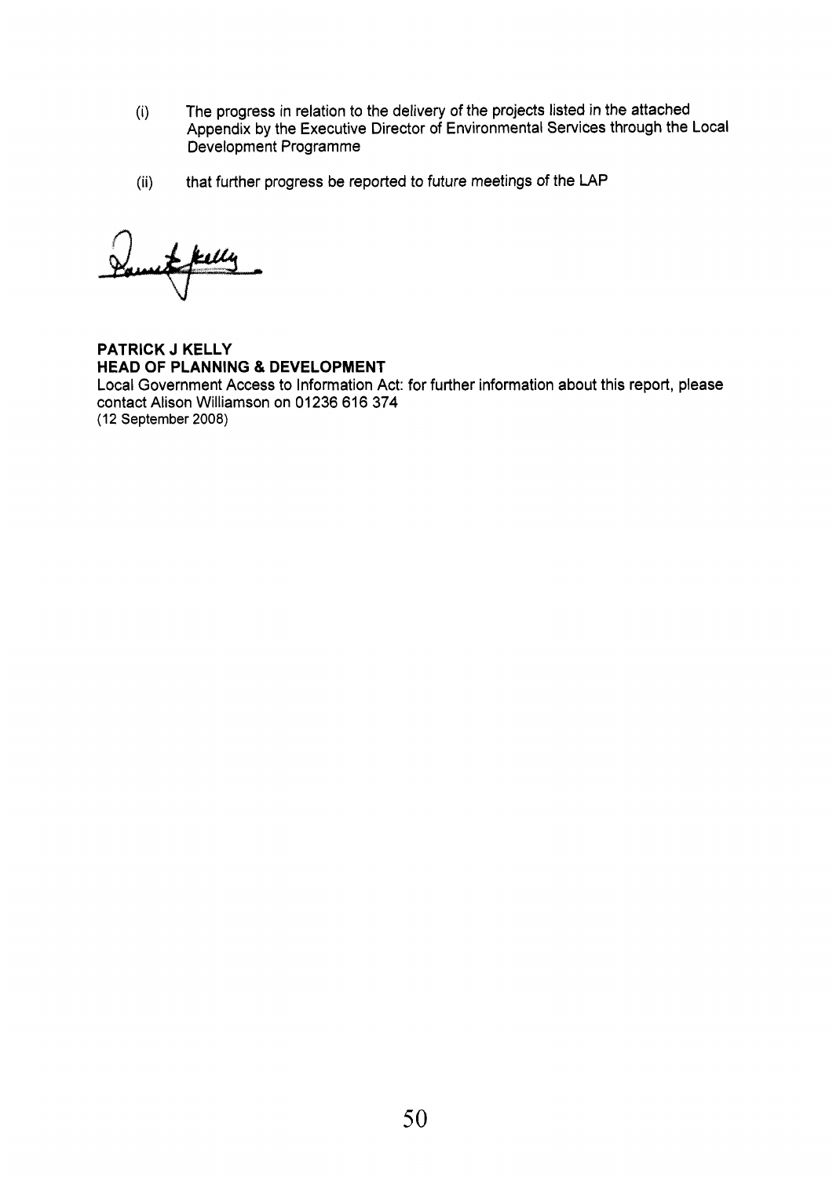(i) The progress in relation to the delivery of the projects listed in the attached Appendix by the Executive Director of Environmental Services through the Local Development Programme

(ii) that further progress be reported to future meetings of the LAP

**PATRICK J KELLY**
**HEAD OF PLANNING & DEVELOPMENT**
Local Government Access to Information Act: for further information about this report, please contact Alison Williamson on 01236 616 374
(12 September 2008)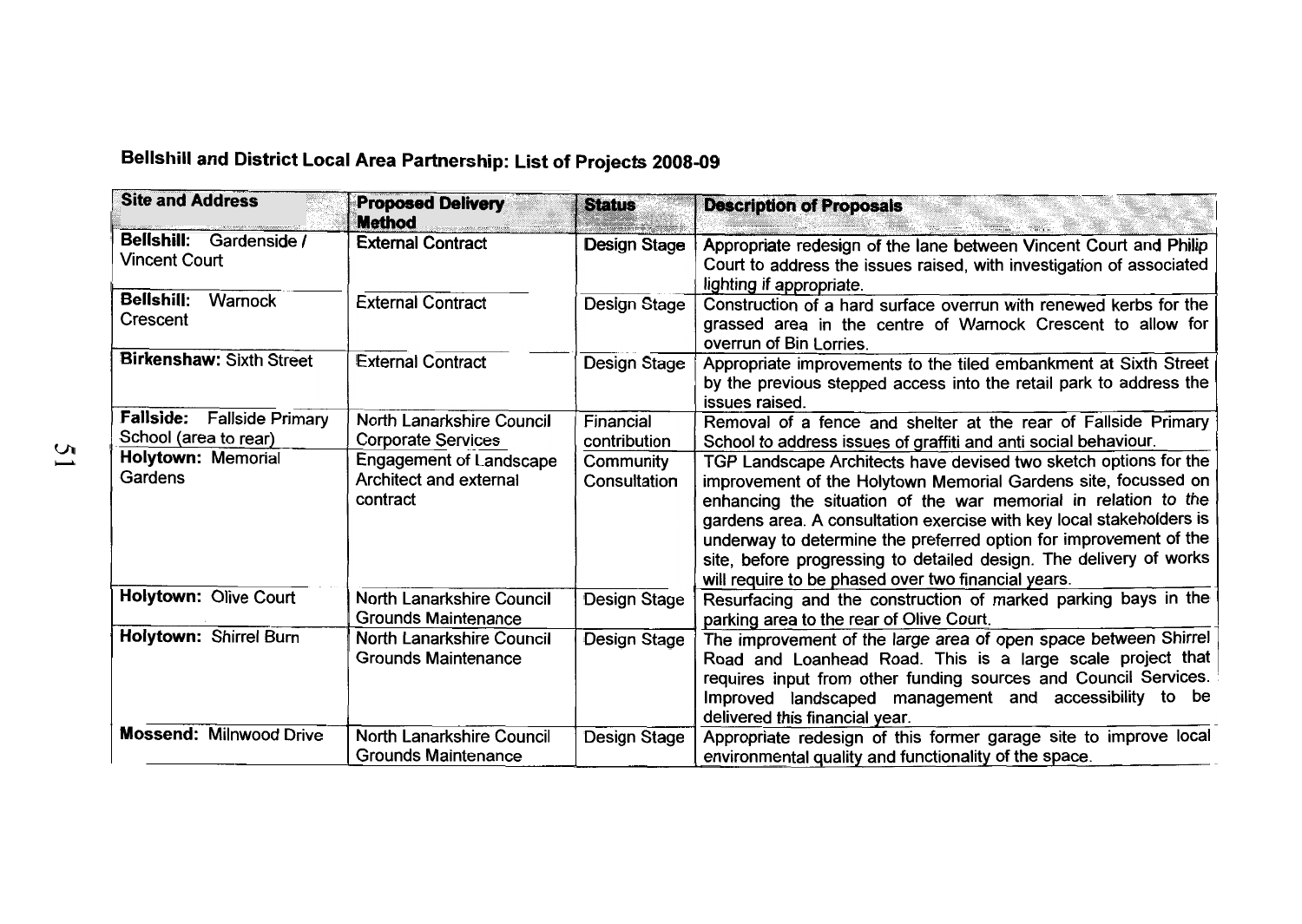**Bellshill and District Local Area Partnership: List of Projects 2008-09**

| Site and Address | Proposed Delivery Method | Status | Description of Proposals |
|---|---|---|---|
| **Bellshill:** Gardenside / Vincent Court | External Contract | Design Stage | Appropriate redesign of the lane between Vincent Court and Philip Court to address the issues raised, with investigation of associated lighting if appropriate. |
| **Bellshill:** Warnock Crescent | External Contract | Design Stage | Construction of a hard surface overrun with renewed kerbs for the grassed area in the centre of Warnock Crescent to allow for overrun of Bin Lorries. |
| **Birkenshaw:** Sixth Street | External Contract | Design Stage | Appropriate improvements to the tiled embankment at Sixth Street by the previous stepped access into the retail park to address the issues raised. |
| **Fallside:** Fallside Primary School (area to rear) | North Lanarkshire Council Corporate Services | Financial contribution | Removal of a fence and shelter at the rear of Fallside Primary School to address issues of graffiti and anti social behaviour. |
| **Holytown:** Memorial Gardens | Engagement of Landscape Architect and external contract | Community Consultation | TGP Landscape Architects have devised two sketch options for the improvement of the Holytown Memorial Gardens site, focussed on enhancing the situation of the war memorial in relation to the gardens area. A consultation exercise with key local stakeholders is underway to determine the preferred option for improvement of the site, before progressing to detailed design. The delivery of works will require to be phased over two financial years. |
| **Holytown:** Olive Court | North Lanarkshire Council Grounds Maintenance | Design Stage | Resurfacing and the construction of marked parking bays in the parking area to the rear of Olive Court. |
| **Holytown:** Shirrel Burn | North Lanarkshire Council Grounds Maintenance | Design Stage | The improvement of the large area of open space between Shirrel Road and Loanhead Road. This is a large scale project that requires input from other funding sources and Council Services. Improved landscaped management and accessibility to be delivered this financial year. |
| **Mossend:** Milnwood Drive | North Lanarkshire Council Grounds Maintenance | Design Stage | Appropriate redesign of this former garage site to improve local environmental quality and functionality of the space. |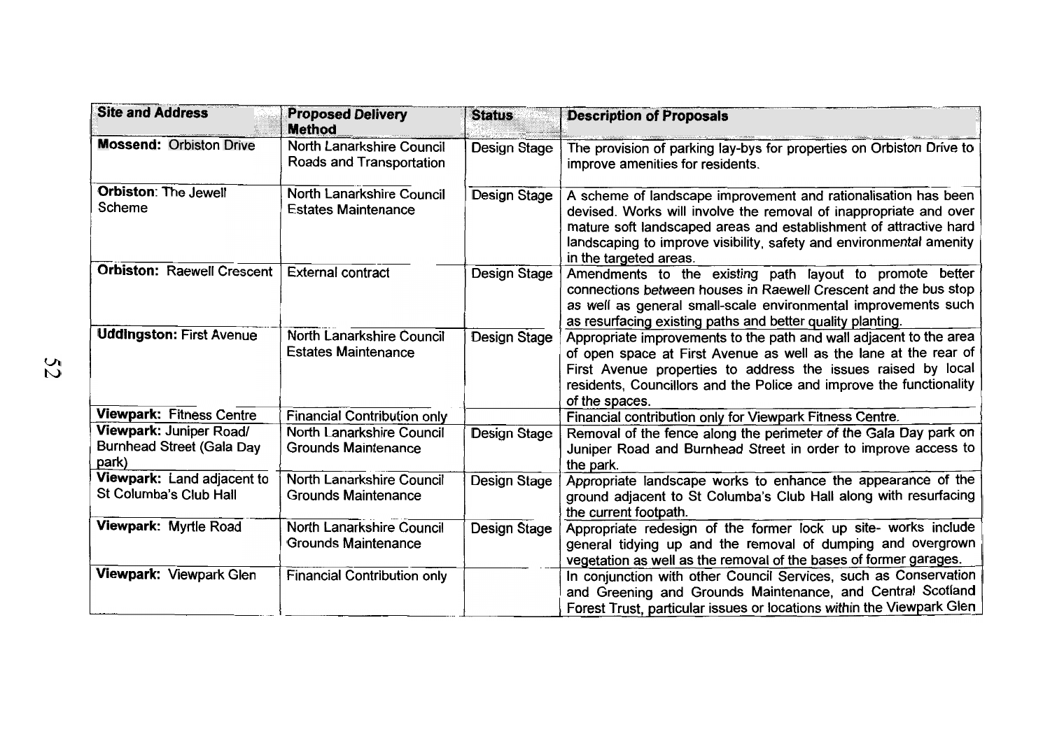| Site and Address | Proposed Delivery Method | Status | Description of Proposals |
|---|---|---|---|
| **Mossend:** Orbiston Drive | North Lanarkshire Council Roads and Transportation | Design Stage | The provision of parking lay-bys for properties on Orbiston Drive to improve amenities for residents. |
| **Orbiston:** The Jewell Scheme | North Lanarkshire Council Estates Maintenance | Design Stage | A scheme of landscape improvement and rationalisation has been devised. Works will involve the removal of inappropriate and over mature soft landscaped areas and establishment of attractive hard landscaping to improve visibility, safety and environmental amenity in the targeted areas. |
| **Orbiston:** Raewell Crescent | External contract | Design Stage | Amendments to the existing path layout to promote better connections between houses in Raewell Crescent and the bus stop as well as general small-scale environmental improvements such as resurfacing existing paths and better quality planting. |
| **Uddingston:** First Avenue | North Lanarkshire Council Estates Maintenance | Design Stage | Appropriate improvements to the path and wall adjacent to the area of open space at First Avenue as well as the lane at the rear of First Avenue properties to address the issues raised by local residents, Councillors and the Police and improve the functionality of the spaces. |
| **Viewpark:** Fitness Centre | Financial Contribution only | | Financial contribution only for Viewpark Fitness Centre. |
| **Viewpark:** Juniper Road/ Burnhead Street (Gala Day park) | North Lanarkshire Council Grounds Maintenance | Design Stage | Removal of the fence along the perimeter of the Gala Day park on Juniper Road and Burnhead Street in order to improve access to the park. |
| **Viewpark:** Land adjacent to St Columba's Club Hall | North Lanarkshire Council Grounds Maintenance | Design Stage | Appropriate landscape works to enhance the appearance of the ground adjacent to St Columba's Club Hall along with resurfacing the current footpath. |
| **Viewpark:** Myrtle Road | North Lanarkshire Council Grounds Maintenance | Design Stage | Appropriate redesign of the former lock up site- works include general tidying up and the removal of dumping and overgrown vegetation as well as the removal of the bases of former garages. |
| **Viewpark:** Viewpark Glen | Financial Contribution only | | In conjunction with other Council Services, such as Conservation and Greening and Grounds Maintenance, and Central Scotland Forest Trust, particular issues or locations within the Viewpark Glen |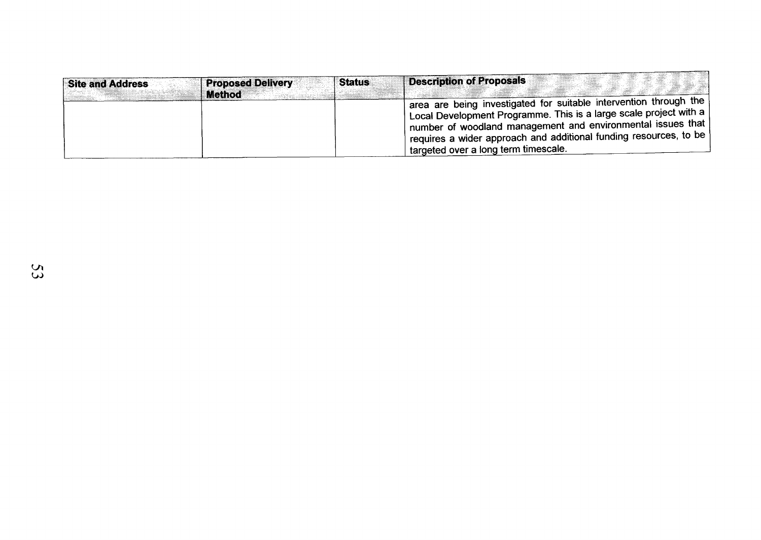| Site and Address | Proposed Delivery Method | Status | Description of Proposals |
|---|---|---|---|
| | | | area are being investigated for suitable intervention through the Local Development Programme. This is a large scale project with a number of woodland management and environmental issues that requires a wider approach and additional funding resources, to be targeted over a long term timescale. |